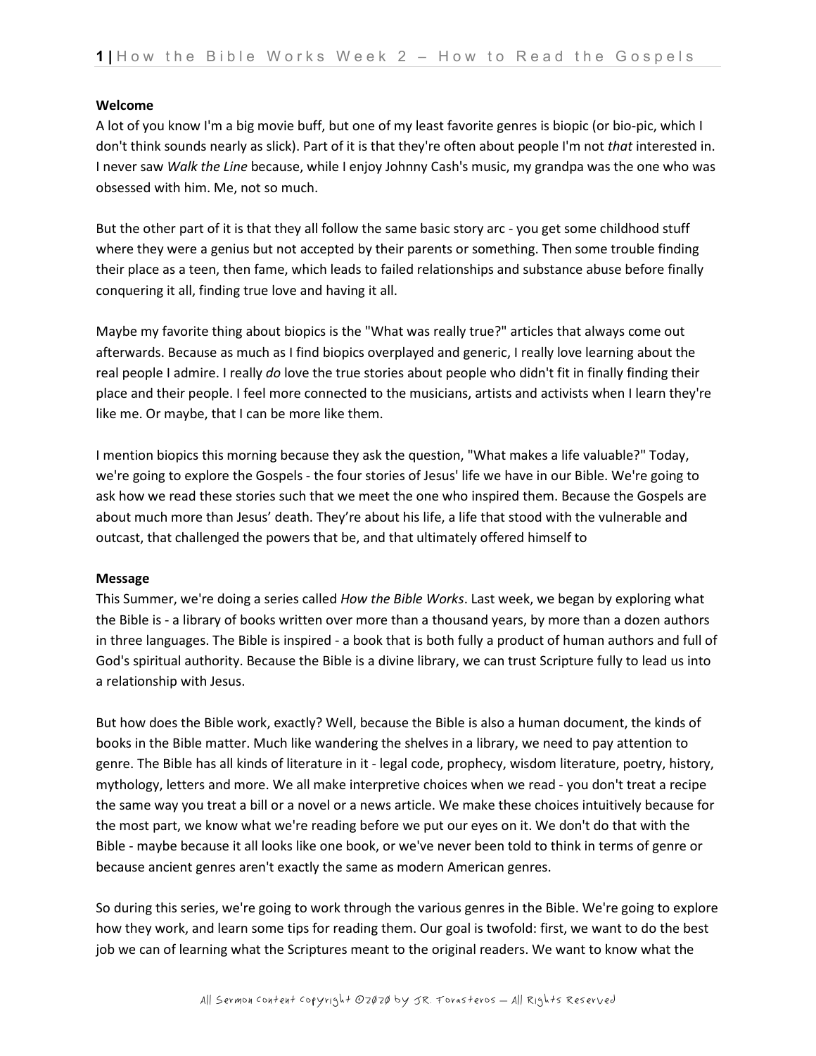**Welcome**

A lot of you know I'm a big movie buff, but one of my least favorite genres is biopic (or bio-pic, which I don't think sounds nearly as slick). Part of it is that they're often about people I'm not *that* interested in. I never saw *Walk the Line* because, while I enjoy Johnny Cash's music, my grandpa was the one who was obsessed with him. Me, not so much.

But the other part of it is that they all follow the same basic story arc - you get some childhood stuff where they were a genius but not accepted by their parents or something. Then some trouble finding their place as a teen, then fame, which leads to failed relationships and substance abuse before finally conquering it all, finding true love and having it all.

Maybe my favorite thing about biopics is the "What was really true?" articles that always come out afterwards. Because as much as I find biopics overplayed and generic, I really love learning about the real people I admire. I really *do* love the true stories about people who didn't fit in finally finding their place and their people. I feel more connected to the musicians, artists and activists when I learn they're like me. Or maybe, that I can be more like them.

I mention biopics this morning because they ask the question, "What makes a life valuable?" Today, we're going to explore the Gospels - the four stories of Jesus' life we have in our Bible. We're going to ask how we read these stories such that we meet the one who inspired them. Because the Gospels are about much more than Jesus' death. They're about his life, a life that stood with the vulnerable and outcast, that challenged the powers that be, and that ultimately offered himself to

**Message**

This Summer, we're doing a series called *How the Bible Works*. Last week, we began by exploring what the Bible is - a library of books written over more than a thousand years, by more than a dozen authors in three languages. The Bible is inspired - a book that is both fully a product of human authors and full of God's spiritual authority. Because the Bible is a divine library, we can trust Scripture fully to lead us into a relationship with Jesus.

But how does the Bible work, exactly? Well, because the Bible is also a human document, the kinds of books in the Bible matter. Much like wandering the shelves in a library, we need to pay attention to genre. The Bible has all kinds of literature in it - legal code, prophecy, wisdom literature, poetry, history, mythology, letters and more. We all make interpretive choices when we read - you don't treat a recipe the same way you treat a bill or a novel or a news article. We make these choices intuitively because for the most part, we know what we're reading before we put our eyes on it. We don't do that with the Bible - maybe because it all looks like one book, or we've never been told to think in terms of genre or because ancient genres aren't exactly the same as modern American genres.

So during this series, we're going to work through the various genres in the Bible. We're going to explore how they work, and learn some tips for reading them. Our goal is twofold: first, we want to do the best job we can of learning what the Scriptures meant to the original readers. We want to know what the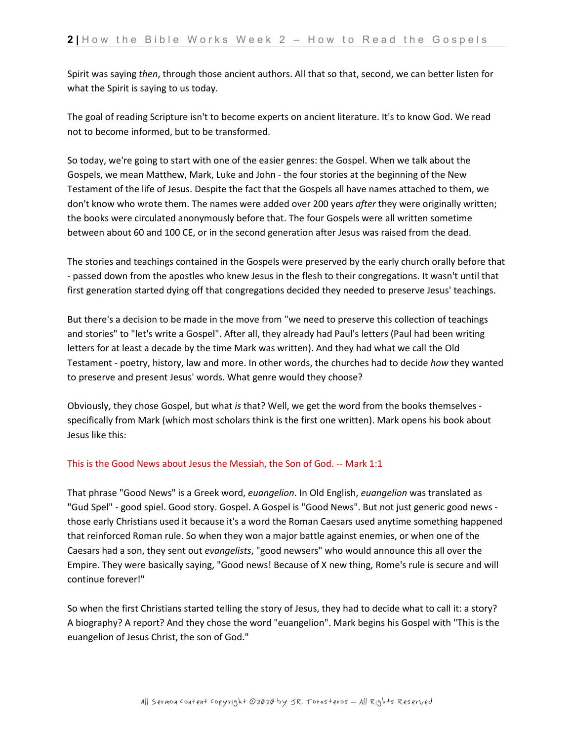Spirit was saying *then*, through those ancient authors. All that so that, second, we can better listen for what the Spirit is saying to us today.

The goal of reading Scripture isn't to become experts on ancient literature. It's to know God. We read not to become informed, but to be transformed.

So today, we're going to start with one of the easier genres: the Gospel. When we talk about the Gospels, we mean Matthew, Mark, Luke and John - the four stories at the beginning of the New Testament of the life of Jesus. Despite the fact that the Gospels all have names attached to them, we don't know who wrote them. The names were added over 200 years *after* they were originally written; the books were circulated anonymously before that. The four Gospels were all written sometime between about 60 and 100 CE, or in the second generation after Jesus was raised from the dead.

The stories and teachings contained in the Gospels were preserved by the early church orally before that - passed down from the apostles who knew Jesus in the flesh to their congregations. It wasn't until that first generation started dying off that congregations decided they needed to preserve Jesus' teachings.

But there's a decision to be made in the move from "we need to preserve this collection of teachings and stories" to "let's write a Gospel". After all, they already had Paul's letters (Paul had been writing letters for at least a decade by the time Mark was written). And they had what we call the Old Testament - poetry, history, law and more. In other words, the churches had to decide *how* they wanted to preserve and present Jesus' words. What genre would they choose?

Obviously, they chose Gospel, but what *is* that? Well, we get the word from the books themselves - specifically from Mark (which most scholars think is the first one written). Mark opens his book about Jesus like this:

This is the Good News about Jesus the Messiah, the Son of God. -- Mark 1:1

That phrase "Good News" is a Greek word, *euangelion*. In Old English, *euangelion* was translated as "Gud Spel" - good spiel. Good story. Gospel. A Gospel is "Good News". But not just generic good news - those early Christians used it because it's a word the Roman Caesars used anytime something happened that reinforced Roman rule. So when they won a major battle against enemies, or when one of the Caesars had a son, they sent out *evangelists*, "good newsers" who would announce this all over the Empire. They were basically saying, "Good news! Because of X new thing, Rome's rule is secure and will continue forever!"

So when the first Christians started telling the story of Jesus, they had to decide what to call it: a story? A biography? A report? And they chose the word "euangelion". Mark begins his Gospel with "This is the euangelion of Jesus Christ, the son of God."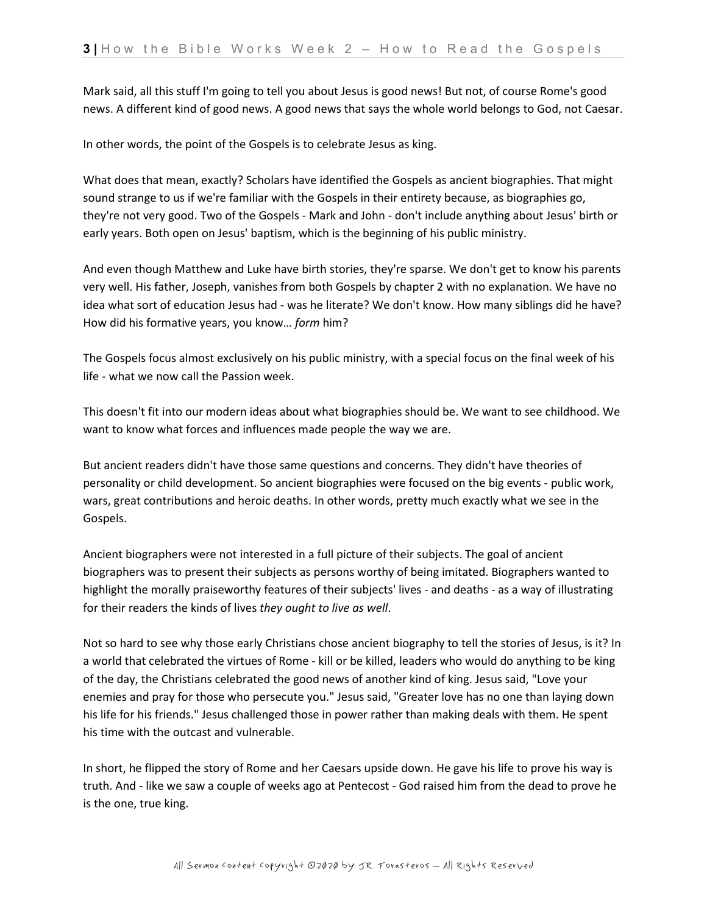Mark said, all this stuff I'm going to tell you about Jesus is good news! But not, of course Rome's good news. A different kind of good news. A good news that says the whole world belongs to God, not Caesar.

In other words, the point of the Gospels is to celebrate Jesus as king.

What does that mean, exactly? Scholars have identified the Gospels as ancient biographies. That might sound strange to us if we're familiar with the Gospels in their entirety because, as biographies go, they're not very good. Two of the Gospels - Mark and John - don't include anything about Jesus' birth or early years. Both open on Jesus' baptism, which is the beginning of his public ministry.

And even though Matthew and Luke have birth stories, they're sparse. We don't get to know his parents very well. His father, Joseph, vanishes from both Gospels by chapter 2 with no explanation. We have no idea what sort of education Jesus had - was he literate? We don't know. How many siblings did he have? How did his formative years, you know… *form* him?

The Gospels focus almost exclusively on his public ministry, with a special focus on the final week of his life - what we now call the Passion week.

This doesn't fit into our modern ideas about what biographies should be. We want to see childhood. We want to know what forces and influences made people the way we are.

But ancient readers didn't have those same questions and concerns. They didn't have theories of personality or child development. So ancient biographies were focused on the big events - public work, wars, great contributions and heroic deaths. In other words, pretty much exactly what we see in the Gospels.

Ancient biographers were not interested in a full picture of their subjects. The goal of ancient biographers was to present their subjects as persons worthy of being imitated. Biographers wanted to highlight the morally praiseworthy features of their subjects' lives - and deaths - as a way of illustrating for their readers the kinds of lives *they ought to live as well*.

Not so hard to see why those early Christians chose ancient biography to tell the stories of Jesus, is it? In a world that celebrated the virtues of Rome - kill or be killed, leaders who would do anything to be king of the day, the Christians celebrated the good news of another kind of king. Jesus said, "Love your enemies and pray for those who persecute you." Jesus said, "Greater love has no one than laying down his life for his friends." Jesus challenged those in power rather than making deals with them. He spent his time with the outcast and vulnerable.

In short, he flipped the story of Rome and her Caesars upside down. He gave his life to prove his way is truth. And - like we saw a couple of weeks ago at Pentecost - God raised him from the dead to prove he is the one, true king.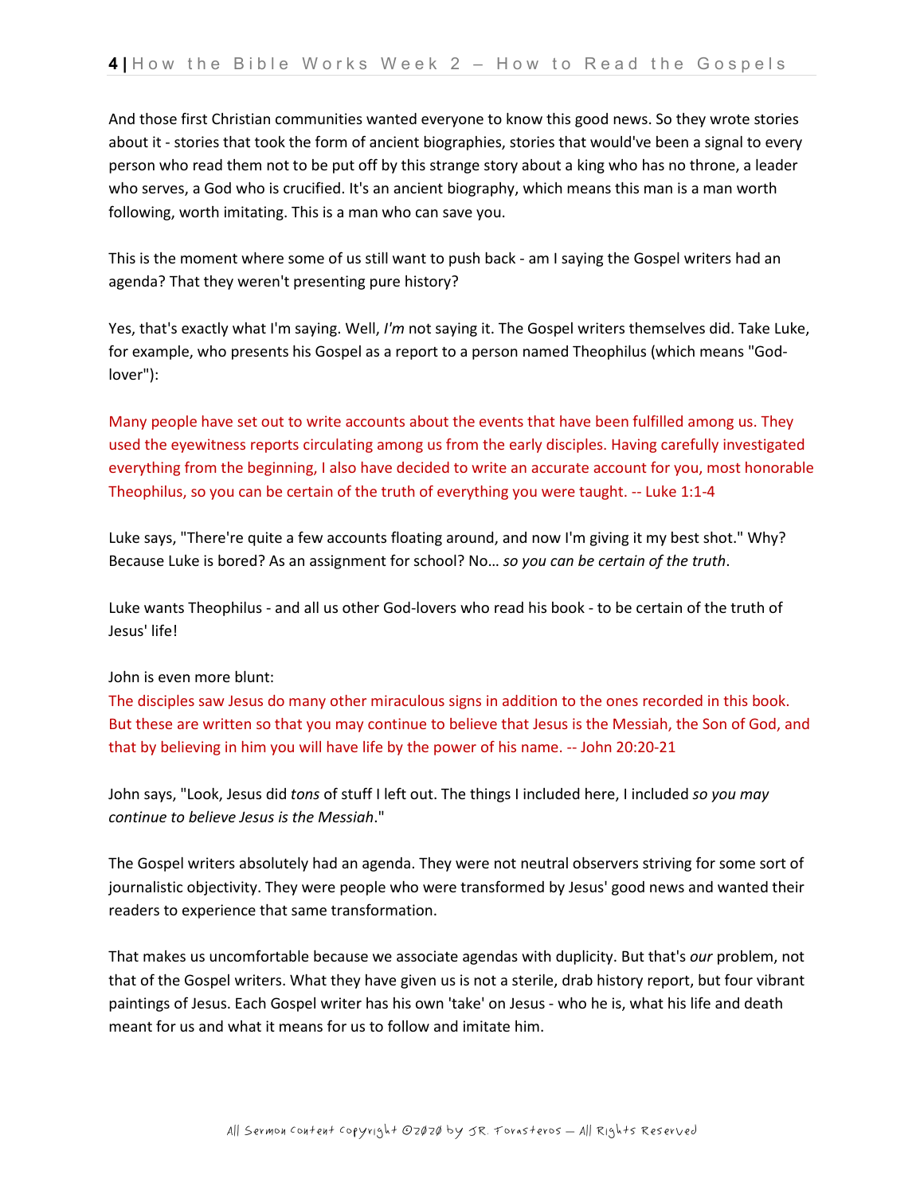And those first Christian communities wanted everyone to know this good news. So they wrote stories about it - stories that took the form of ancient biographies, stories that would've been a signal to every person who read them not to be put off by this strange story about a king who has no throne, a leader who serves, a God who is crucified. It's an ancient biography, which means this man is a man worth following, worth imitating. This is a man who can save you.

This is the moment where some of us still want to push back - am I saying the Gospel writers had an agenda? That they weren't presenting pure history?

Yes, that's exactly what I'm saying. Well, *I'm* not saying it. The Gospel writers themselves did. Take Luke, for example, who presents his Gospel as a report to a person named Theophilus (which means "God-lover"):

Many people have set out to write accounts about the events that have been fulfilled among us. They used the eyewitness reports circulating among us from the early disciples. Having carefully investigated everything from the beginning, I also have decided to write an accurate account for you, most honorable Theophilus, so you can be certain of the truth of everything you were taught. -- Luke 1:1-4

Luke says, "There're quite a few accounts floating around, and now I'm giving it my best shot." Why? Because Luke is bored? As an assignment for school? No… *so you can be certain of the truth*.

Luke wants Theophilus - and all us other God-lovers who read his book - to be certain of the truth of Jesus' life!

John is even more blunt:
The disciples saw Jesus do many other miraculous signs in addition to the ones recorded in this book. But these are written so that you may continue to believe that Jesus is the Messiah, the Son of God, and that by believing in him you will have life by the power of his name. -- John 20:20-21

John says, "Look, Jesus did *tons* of stuff I left out. The things I included here, I included *so you may continue to believe Jesus is the Messiah*."

The Gospel writers absolutely had an agenda. They were not neutral observers striving for some sort of journalistic objectivity. They were people who were transformed by Jesus' good news and wanted their readers to experience that same transformation.

That makes us uncomfortable because we associate agendas with duplicity. But that's *our* problem, not that of the Gospel writers. What they have given us is not a sterile, drab history report, but four vibrant paintings of Jesus. Each Gospel writer has his own 'take' on Jesus - who he is, what his life and death meant for us and what it means for us to follow and imitate him.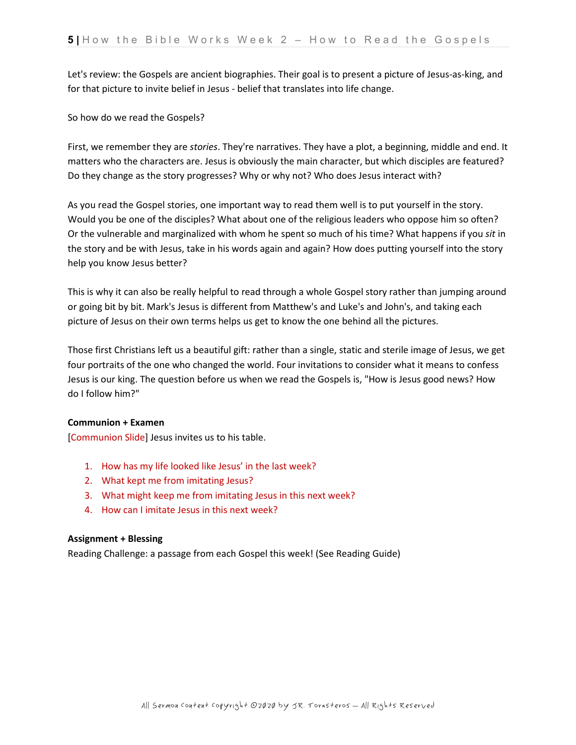Let's review: the Gospels are ancient biographies. Their goal is to present a picture of Jesus-as-king, and for that picture to invite belief in Jesus - belief that translates into life change.

So how do we read the Gospels?

First, we remember they are *stories*. They're narratives. They have a plot, a beginning, middle and end. It matters who the characters are. Jesus is obviously the main character, but which disciples are featured? Do they change as the story progresses? Why or why not? Who does Jesus interact with?

As you read the Gospel stories, one important way to read them well is to put yourself in the story. Would you be one of the disciples? What about one of the religious leaders who oppose him so often? Or the vulnerable and marginalized with whom he spent so much of his time? What happens if you *sit* in the story and be with Jesus, take in his words again and again? How does putting yourself into the story help you know Jesus better?

This is why it can also be really helpful to read through a whole Gospel story rather than jumping around or going bit by bit. Mark's Jesus is different from Matthew's and Luke's and John's, and taking each picture of Jesus on their own terms helps us get to know the one behind all the pictures.

Those first Christians left us a beautiful gift: rather than a single, static and sterile image of Jesus, we get four portraits of the one who changed the world. Four invitations to consider what it means to confess Jesus is our king. The question before us when we read the Gospels is, "How is Jesus good news? How do I follow him?"

**Communion + Examen**

[Communion Slide] Jesus invites us to his table.

1. How has my life looked like Jesus' in the last week?
2. What kept me from imitating Jesus?
3. What might keep me from imitating Jesus in this next week?
4. How can I imitate Jesus in this next week?

**Assignment + Blessing**

Reading Challenge: a passage from each Gospel this week! (See Reading Guide)